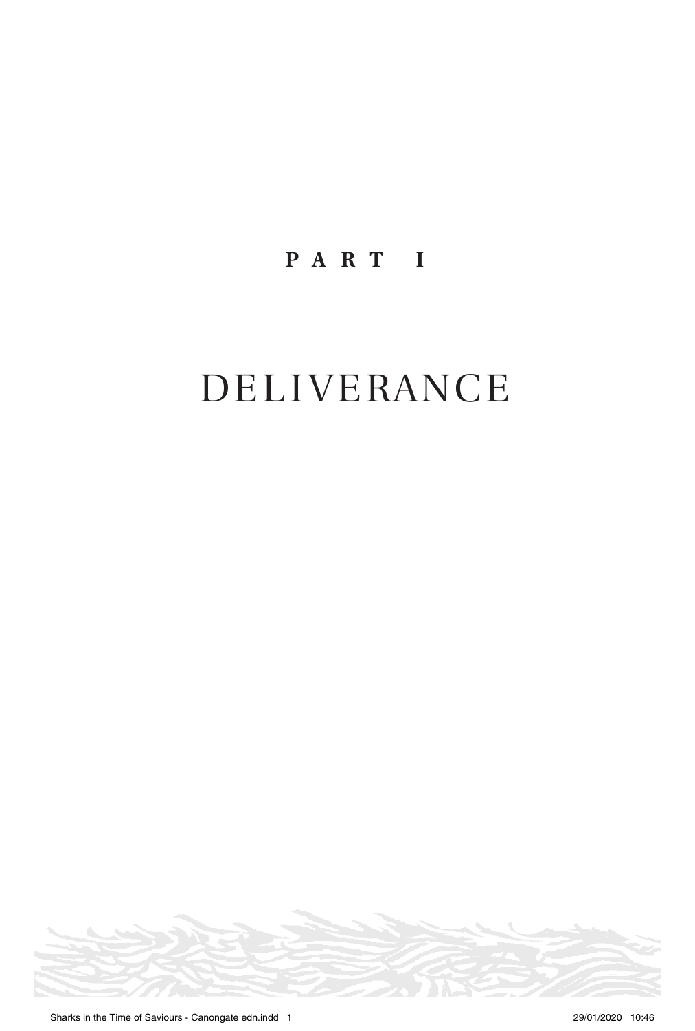**PART I**

# DELIVERANCE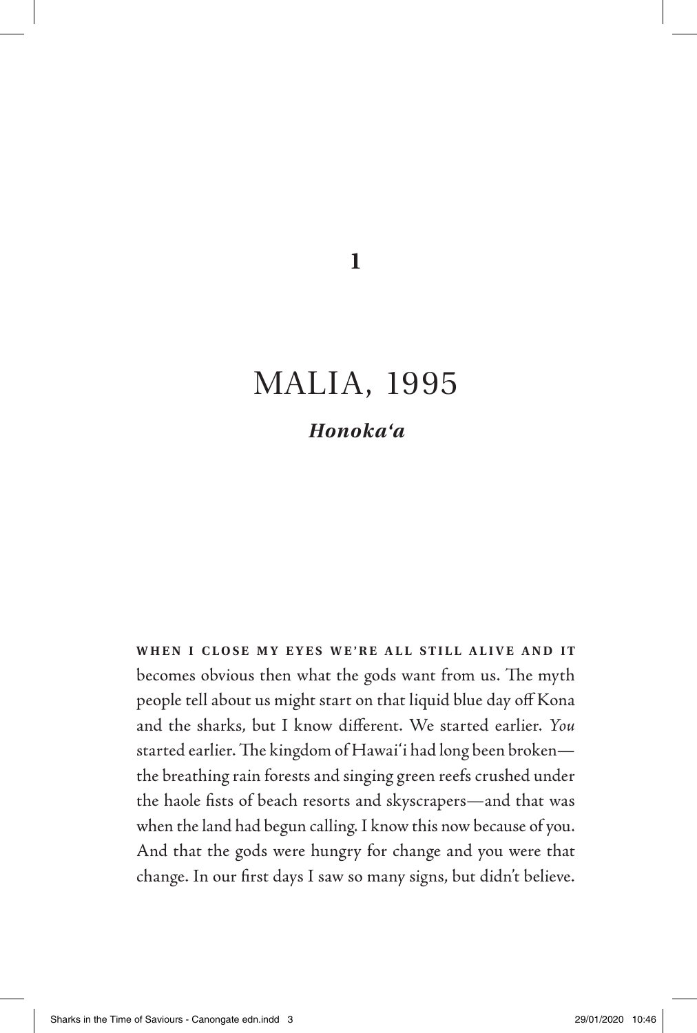# 1

# MALIA, 1995

## *Honoka'a*

**WHEN I CLOSE MY EYES WE'RE ALL STILL ALIVE AND IT** becomes obvious then what the gods want from us. The myth people tell about us might start on that liquid blue day off Kona and the sharks, but I know different. We started earlier. *You* started earlier. The kingdom of Hawai'i had long been broken—the breathing rain forests and singing green reefs crushed under the haole fists of beach resorts and skyscrapers—and that was when the land had begun calling. I know this now because of you. And that the gods were hungry for change and you were that change. In our first days I saw so many signs, but didn't believe.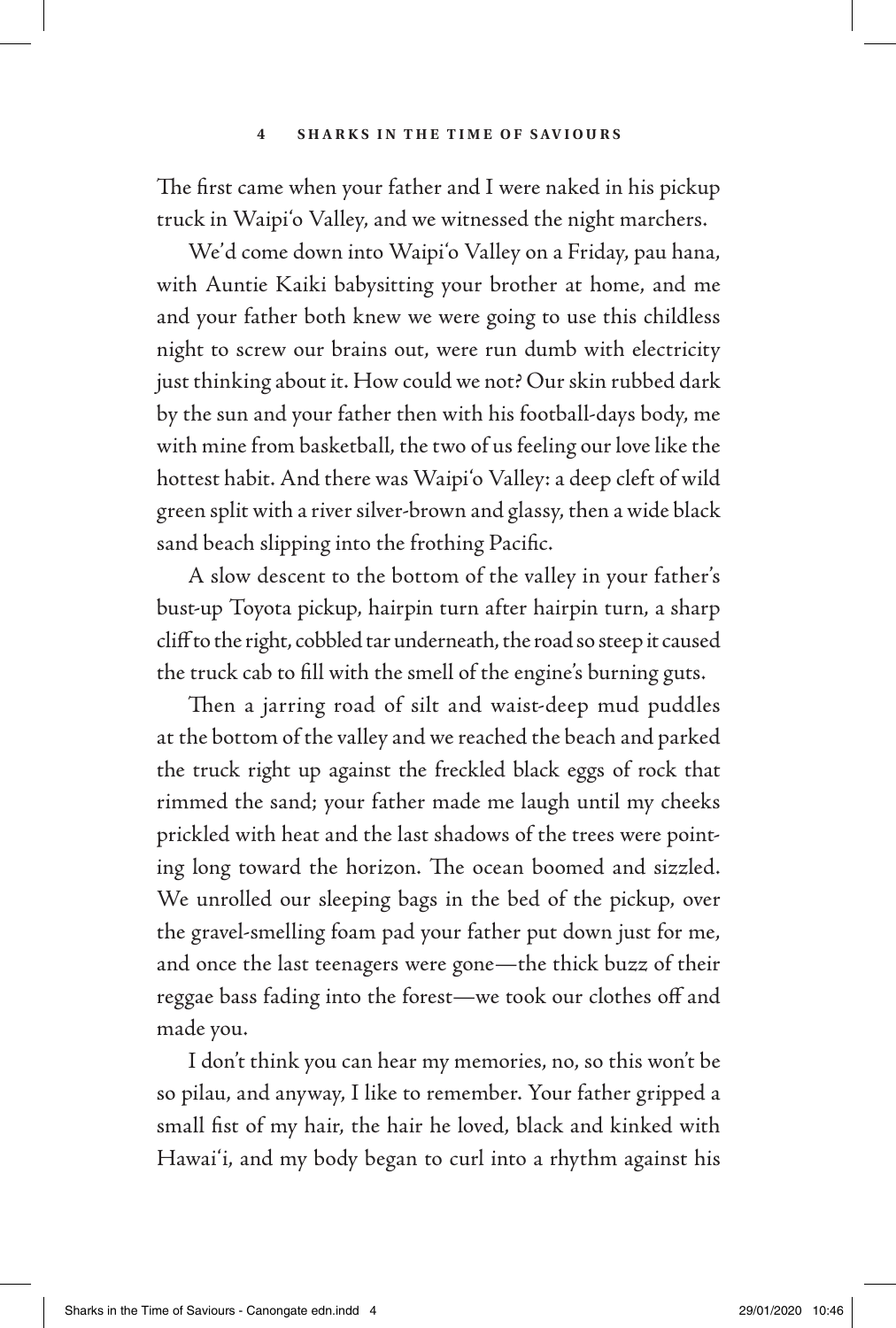The first came when your father and I were naked in his pickup truck in Waipiʻo Valley, and we witnessed the night marchers.

We'd come down into Waipiʻo Valley on a Friday, pau hana, with Auntie Kaiki babysitting your brother at home, and me and your father both knew we were going to use this childless night to screw our brains out, were run dumb with electricity just thinking about it. How could we not? Our skin rubbed dark by the sun and your father then with his football-days body, me with mine from basketball, the two of us feeling our love like the hottest habit. And there was Waipiʻo Valley: a deep cleft of wild green split with a river silver-brown and glassy, then a wide black sand beach slipping into the frothing Pacific.

A slow descent to the bottom of the valley in your father's bust-up Toyota pickup, hairpin turn after hairpin turn, a sharp cliff to the right, cobbled tar underneath, the road so steep it caused the truck cab to fill with the smell of the engine's burning guts.

Then a jarring road of silt and waist-deep mud puddles at the bottom of the valley and we reached the beach and parked the truck right up against the freckled black eggs of rock that rimmed the sand; your father made me laugh until my cheeks prickled with heat and the last shadows of the trees were pointing long toward the horizon. The ocean boomed and sizzled. We unrolled our sleeping bags in the bed of the pickup, over the gravel-smelling foam pad your father put down just for me, and once the last teenagers were gone—the thick buzz of their reggae bass fading into the forest—we took our clothes off and made you.

I don't think you can hear my memories, no, so this won't be so pilau, and anyway, I like to remember. Your father gripped a small fist of my hair, the hair he loved, black and kinked with Hawaiʻi, and my body began to curl into a rhythm against his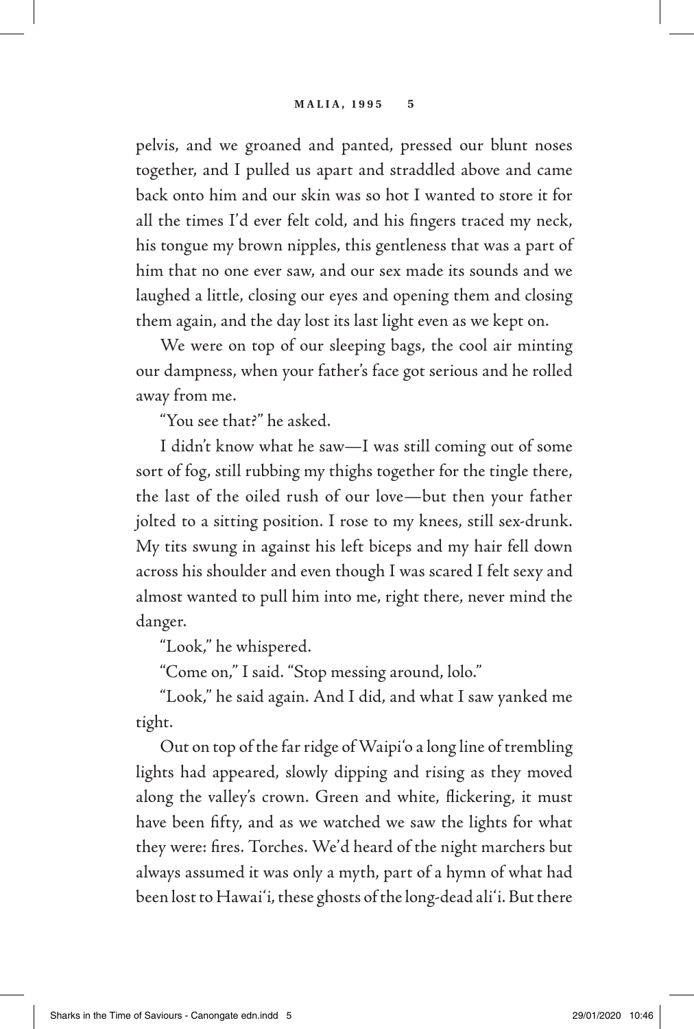pelvis, and we groaned and panted, pressed our blunt noses together, and I pulled us apart and straddled above and came back onto him and our skin was so hot I wanted to store it for all the times I'd ever felt cold, and his fingers traced my neck, his tongue my brown nipples, this gentleness that was a part of him that no one ever saw, and our sex made its sounds and we laughed a little, closing our eyes and opening them and closing them again, and the day lost its last light even as we kept on.

We were on top of our sleeping bags, the cool air minting our dampness, when your father's face got serious and he rolled away from me.

"You see that?" he asked.

I didn't know what he saw—I was still coming out of some sort of fog, still rubbing my thighs together for the tingle there, the last of the oiled rush of our love—but then your father jolted to a sitting position. I rose to my knees, still sex-drunk. My tits swung in against his left biceps and my hair fell down across his shoulder and even though I was scared I felt sexy and almost wanted to pull him into me, right there, never mind the danger.

"Look," he whispered.

"Come on," I said. "Stop messing around, lolo."

"Look," he said again. And I did, and what I saw yanked me tight.

Out on top of the far ridge of Waipi'o a long line of trembling lights had appeared, slowly dipping and rising as they moved along the valley's crown. Green and white, flickering, it must have been fifty, and as we watched we saw the lights for what they were: fires. Torches. We'd heard of the night marchers but always assumed it was only a myth, part of a hymn of what had been lost to Hawai'i, these ghosts of the long-dead ali'i. But there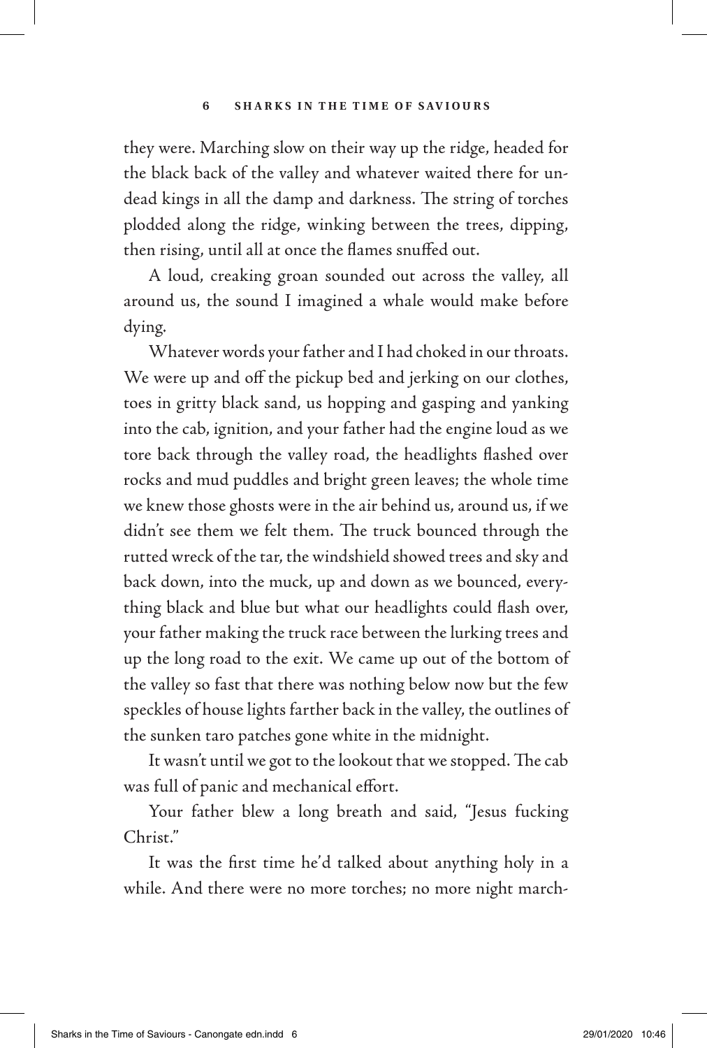they were. Marching slow on their way up the ridge, headed for the black back of the valley and whatever waited there for undead kings in all the damp and darkness. The string of torches plodded along the ridge, winking between the trees, dipping, then rising, until all at once the flames snuffed out.

A loud, creaking groan sounded out across the valley, all around us, the sound I imagined a whale would make before dying.

Whatever words your father and I had choked in our throats. We were up and off the pickup bed and jerking on our clothes, toes in gritty black sand, us hopping and gasping and yanking into the cab, ignition, and your father had the engine loud as we tore back through the valley road, the headlights flashed over rocks and mud puddles and bright green leaves; the whole time we knew those ghosts were in the air behind us, around us, if we didn't see them we felt them. The truck bounced through the rutted wreck of the tar, the windshield showed trees and sky and back down, into the muck, up and down as we bounced, everything black and blue but what our headlights could flash over, your father making the truck race between the lurking trees and up the long road to the exit. We came up out of the bottom of the valley so fast that there was nothing below now but the few speckles of house lights farther back in the valley, the outlines of the sunken taro patches gone white in the midnight.

It wasn't until we got to the lookout that we stopped. The cab was full of panic and mechanical effort.

Your father blew a long breath and said, "Jesus fucking Christ."

It was the first time he'd talked about anything holy in a while. And there were no more torches; no more night march-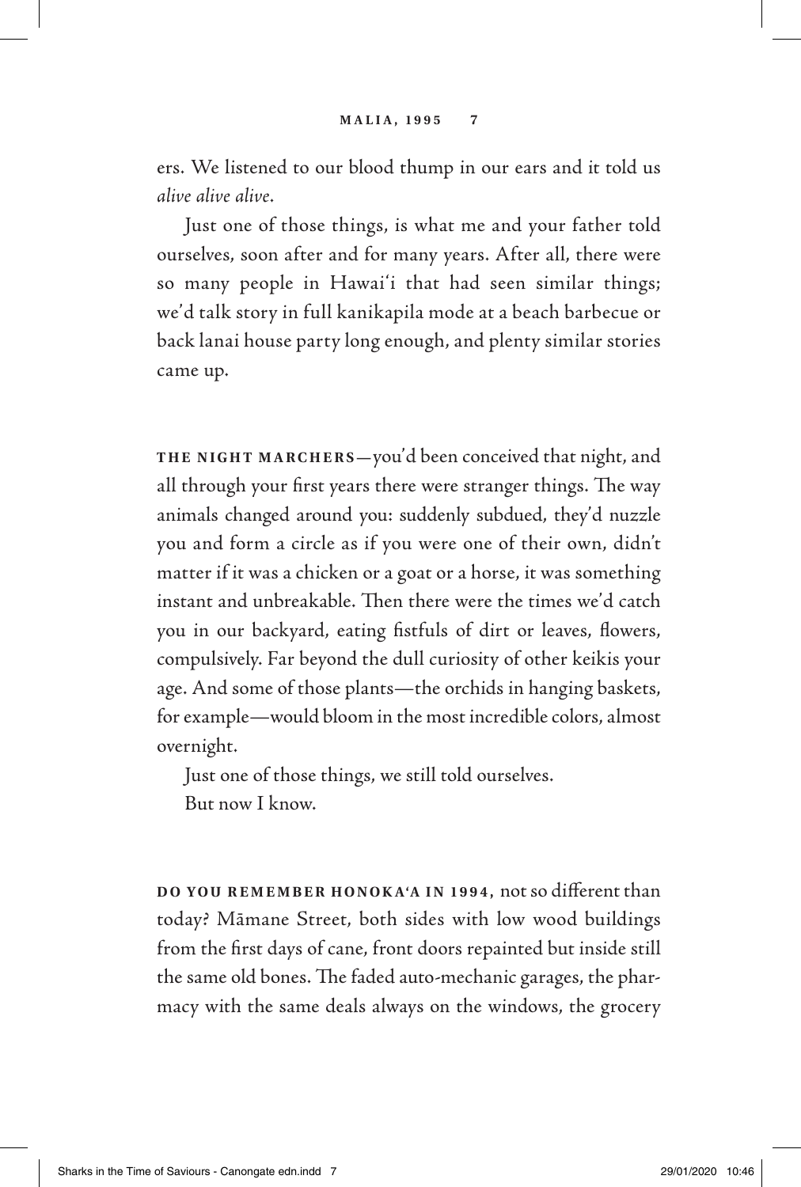ers. We listened to our blood thump in our ears and it told us *alive alive alive*.

Just one of those things, is what me and your father told ourselves, soon after and for many years. After all, there were so many people in Hawai'i that had seen similar things; we'd talk story in full kanikapila mode at a beach barbecue or back lanai house party long enough, and plenty similar stories came up.

**THE NIGHT MARCHERS**—you'd been conceived that night, and all through your first years there were stranger things. The way animals changed around you: suddenly subdued, they'd nuzzle you and form a circle as if you were one of their own, didn't matter if it was a chicken or a goat or a horse, it was something instant and unbreakable. Then there were the times we'd catch you in our backyard, eating fistfuls of dirt or leaves, flowers, compulsively. Far beyond the dull curiosity of other keikis your age. And some of those plants—the orchids in hanging baskets, for example—would bloom in the most incredible colors, almost overnight.

Just one of those things, we still told ourselves.

But now I know.

**DO YOU REMEMBER HONOKA'A IN 1994,** not so different than today? Māmane Street, both sides with low wood buildings from the first days of cane, front doors repainted but inside still the same old bones. The faded auto-mechanic garages, the pharmacy with the same deals always on the windows, the grocery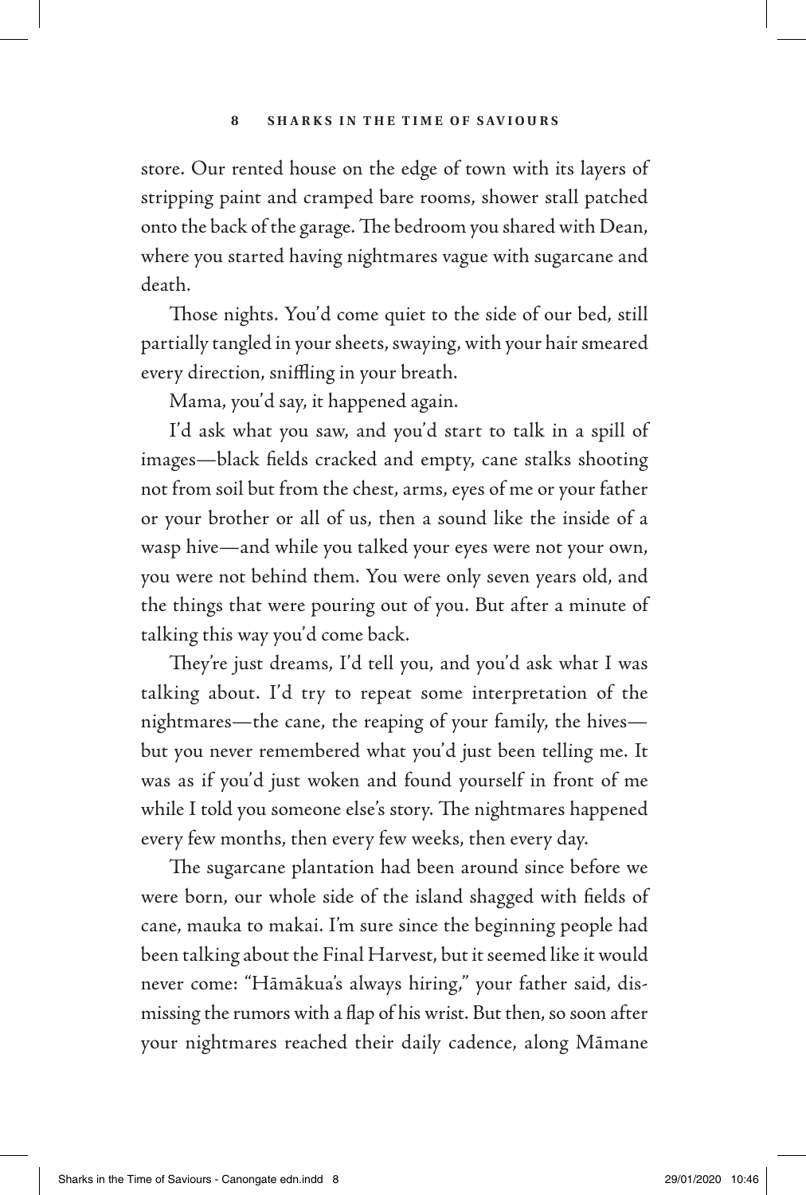store. Our rented house on the edge of town with its layers of stripping paint and cramped bare rooms, shower stall patched onto the back of the garage. The bedroom you shared with Dean, where you started having nightmares vague with sugarcane and death.

Those nights. You'd come quiet to the side of our bed, still partially tangled in your sheets, swaying, with your hair smeared every direction, sniffling in your breath.

Mama, you'd say, it happened again.

I'd ask what you saw, and you'd start to talk in a spill of images—black fields cracked and empty, cane stalks shooting not from soil but from the chest, arms, eyes of me or your father or your brother or all of us, then a sound like the inside of a wasp hive—and while you talked your eyes were not your own, you were not behind them. You were only seven years old, and the things that were pouring out of you. But after a minute of talking this way you'd come back.

They're just dreams, I'd tell you, and you'd ask what I was talking about. I'd try to repeat some interpretation of the nightmares—the cane, the reaping of your family, the hives—but you never remembered what you'd just been telling me. It was as if you'd just woken and found yourself in front of me while I told you someone else's story. The nightmares happened every few months, then every few weeks, then every day.

The sugarcane plantation had been around since before we were born, our whole side of the island shagged with fields of cane, mauka to makai. I'm sure since the beginning people had been talking about the Final Harvest, but it seemed like it would never come: "Hāmākua's always hiring," your father said, dismissing the rumors with a flap of his wrist. But then, so soon after your nightmares reached their daily cadence, along Māmane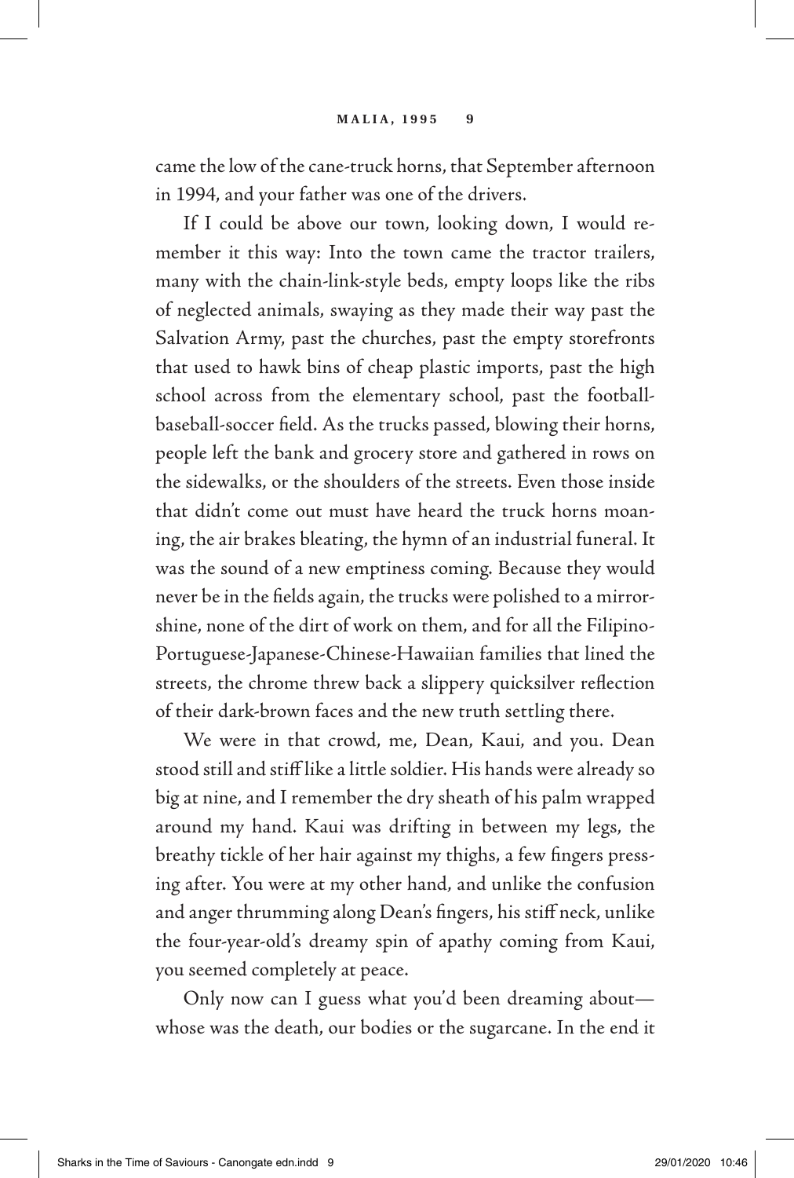came the low of the cane-truck horns, that September afternoon in 1994, and your father was one of the drivers.

If I could be above our town, looking down, I would remember it this way: Into the town came the tractor trailers, many with the chain-link-style beds, empty loops like the ribs of neglected animals, swaying as they made their way past the Salvation Army, past the churches, past the empty storefronts that used to hawk bins of cheap plastic imports, past the high school across from the elementary school, past the football-baseball-soccer field. As the trucks passed, blowing their horns, people left the bank and grocery store and gathered in rows on the sidewalks, or the shoulders of the streets. Even those inside that didn't come out must have heard the truck horns moaning, the air brakes bleating, the hymn of an industrial funeral. It was the sound of a new emptiness coming. Because they would never be in the fields again, the trucks were polished to a mirror-shine, none of the dirt of work on them, and for all the Filipino-Portuguese-Japanese-Chinese-Hawaiian families that lined the streets, the chrome threw back a slippery quicksilver reflection of their dark-brown faces and the new truth settling there.

We were in that crowd, me, Dean, Kaui, and you. Dean stood still and stiff like a little soldier. His hands were already so big at nine, and I remember the dry sheath of his palm wrapped around my hand. Kaui was drifting in between my legs, the breathy tickle of her hair against my thighs, a few fingers pressing after. You were at my other hand, and unlike the confusion and anger thrumming along Dean's fingers, his stiff neck, unlike the four-year-old's dreamy spin of apathy coming from Kaui, you seemed completely at peace.

Only now can I guess what you'd been dreaming about—whose was the death, our bodies or the sugarcane. In the end it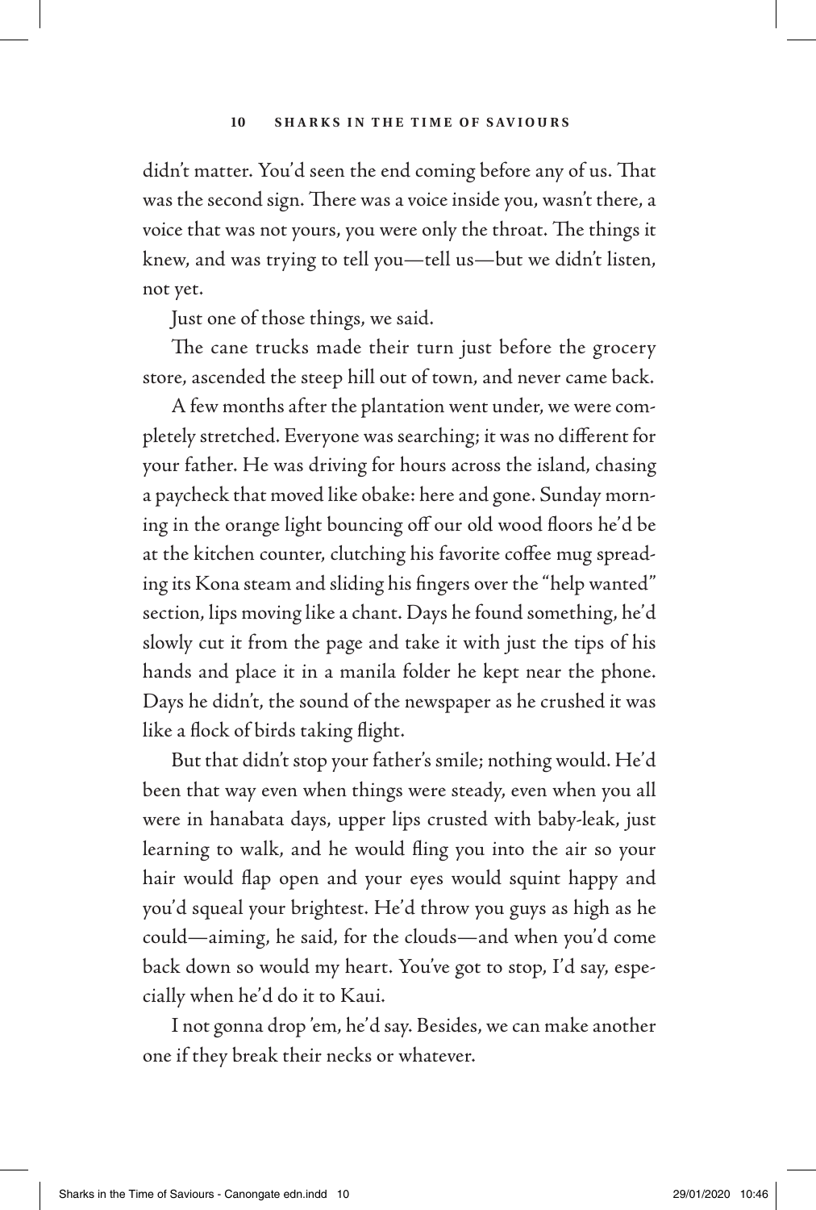didn't matter. You'd seen the end coming before any of us. That was the second sign. There was a voice inside you, wasn't there, a voice that was not yours, you were only the throat. The things it knew, and was trying to tell you—tell us—but we didn't listen, not yet.

Just one of those things, we said.

The cane trucks made their turn just before the grocery store, ascended the steep hill out of town, and never came back.

A few months after the plantation went under, we were completely stretched. Everyone was searching; it was no different for your father. He was driving for hours across the island, chasing a paycheck that moved like obake: here and gone. Sunday morning in the orange light bouncing off our old wood floors he'd be at the kitchen counter, clutching his favorite coffee mug spreading its Kona steam and sliding his fingers over the "help wanted" section, lips moving like a chant. Days he found something, he'd slowly cut it from the page and take it with just the tips of his hands and place it in a manila folder he kept near the phone. Days he didn't, the sound of the newspaper as he crushed it was like a flock of birds taking flight.

But that didn't stop your father's smile; nothing would. He'd been that way even when things were steady, even when you all were in hanabata days, upper lips crusted with baby-leak, just learning to walk, and he would fling you into the air so your hair would flap open and your eyes would squint happy and you'd squeal your brightest. He'd throw you guys as high as he could—aiming, he said, for the clouds—and when you'd come back down so would my heart. You've got to stop, I'd say, especially when he'd do it to Kaui.

I not gonna drop 'em, he'd say. Besides, we can make another one if they break their necks or whatever.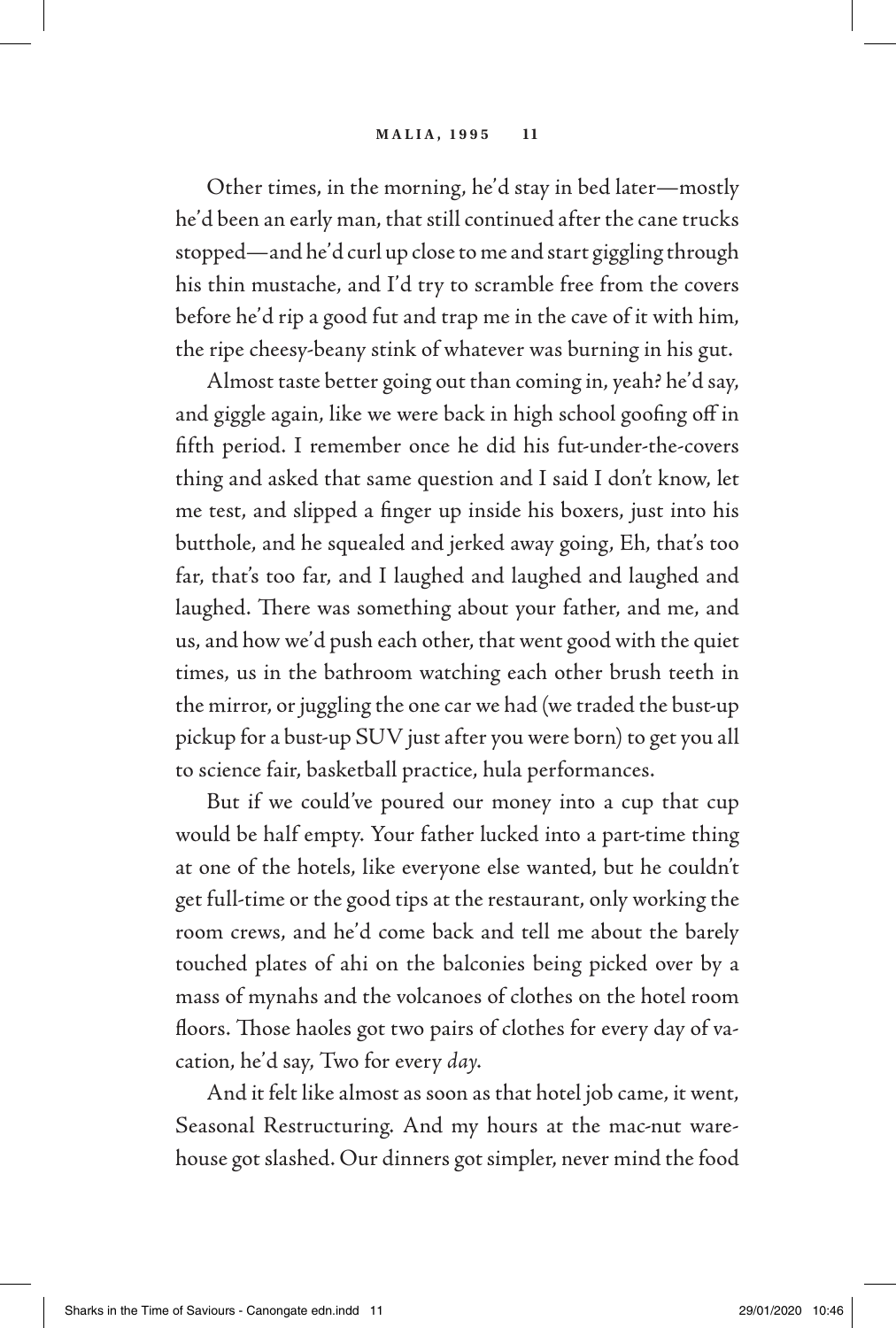Other times, in the morning, he'd stay in bed later—mostly he'd been an early man, that still continued after the cane trucks stopped—and he'd curl up close to me and start giggling through his thin mustache, and I'd try to scramble free from the covers before he'd rip a good fut and trap me in the cave of it with him, the ripe cheesy-beany stink of whatever was burning in his gut.

Almost taste better going out than coming in, yeah? he'd say, and giggle again, like we were back in high school goofing off in fifth period. I remember once he did his fut-under-the-covers thing and asked that same question and I said I don't know, let me test, and slipped a finger up inside his boxers, just into his butthole, and he squealed and jerked away going, Eh, that's too far, that's too far, and I laughed and laughed and laughed and laughed. There was something about your father, and me, and us, and how we'd push each other, that went good with the quiet times, us in the bathroom watching each other brush teeth in the mirror, or juggling the one car we had (we traded the bust-up pickup for a bust-up SUV just after you were born) to get you all to science fair, basketball practice, hula performances.

But if we could've poured our money into a cup that cup would be half empty. Your father lucked into a part-time thing at one of the hotels, like everyone else wanted, but he couldn't get full-time or the good tips at the restaurant, only working the room crews, and he'd come back and tell me about the barely touched plates of ahi on the balconies being picked over by a mass of mynahs and the volcanoes of clothes on the hotel room floors. Those haoles got two pairs of clothes for every day of vacation, he'd say, Two for every *day*.

And it felt like almost as soon as that hotel job came, it went, Seasonal Restructuring. And my hours at the mac-nut warehouse got slashed. Our dinners got simpler, never mind the food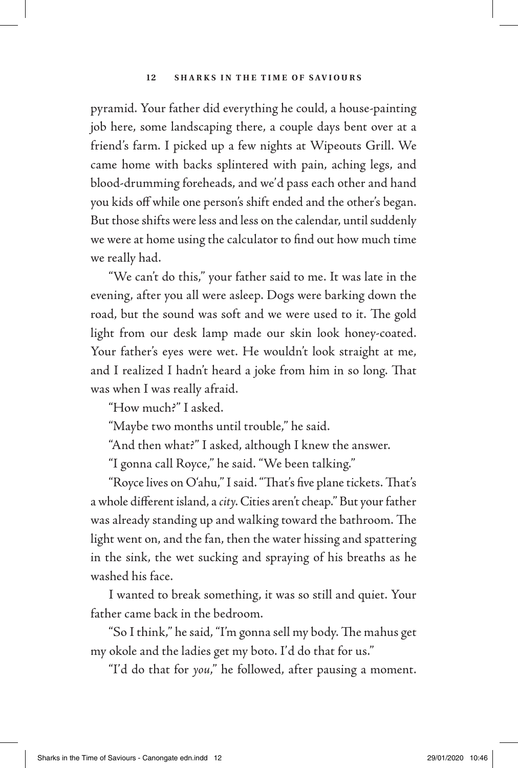pyramid. Your father did everything he could, a house-painting job here, some landscaping there, a couple days bent over at a friend's farm. I picked up a few nights at Wipeouts Grill. We came home with backs splintered with pain, aching legs, and blood-drumming foreheads, and we'd pass each other and hand you kids off while one person's shift ended and the other's began. But those shifts were less and less on the calendar, until suddenly we were at home using the calculator to find out how much time we really had.

"We can't do this," your father said to me. It was late in the evening, after you all were asleep. Dogs were barking down the road, but the sound was soft and we were used to it. The gold light from our desk lamp made our skin look honey-coated. Your father's eyes were wet. He wouldn't look straight at me, and I realized I hadn't heard a joke from him in so long. That was when I was really afraid.

"How much?" I asked.

"Maybe two months until trouble," he said.

"And then what?" I asked, although I knew the answer.

"I gonna call Royce," he said. "We been talking."

"Royce lives on O'ahu," I said. "That's five plane tickets. That's a whole different island, a *city*. Cities aren't cheap." But your father was already standing up and walking toward the bathroom. The light went on, and the fan, then the water hissing and spattering in the sink, the wet sucking and spraying of his breaths as he washed his face.

I wanted to break something, it was so still and quiet. Your father came back in the bedroom.

"So I think," he said, "I'm gonna sell my body. The mahus get my okole and the ladies get my boto. I'd do that for us."

"I'd do that for *you*," he followed, after pausing a moment.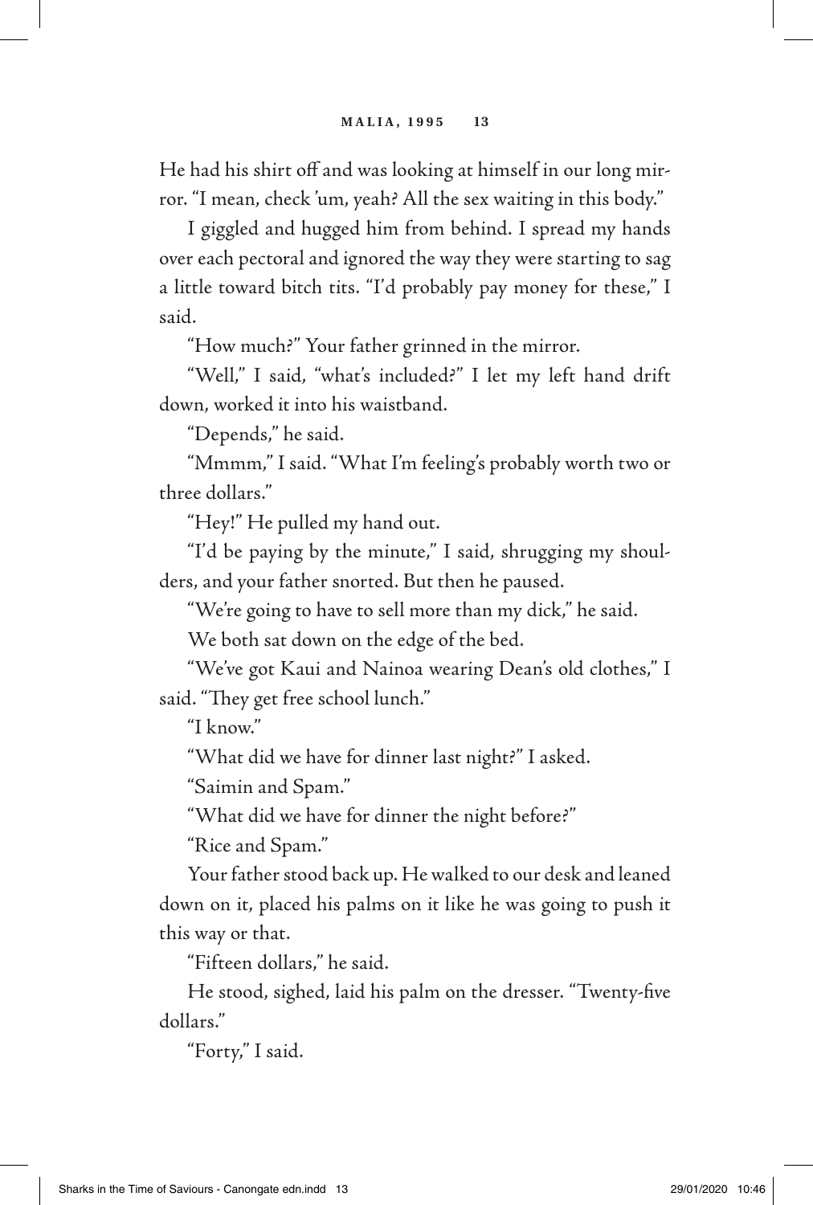He had his shirt off and was looking at himself in our long mirror. "I mean, check 'um, yeah? All the sex waiting in this body."

I giggled and hugged him from behind. I spread my hands over each pectoral and ignored the way they were starting to sag a little toward bitch tits. "I'd probably pay money for these," I said.

"How much?" Your father grinned in the mirror.

"Well," I said, "what's included?" I let my left hand drift down, worked it into his waistband.

"Depends," he said.

"Mmmm," I said. "What I'm feeling's probably worth two or three dollars."

"Hey!" He pulled my hand out.

"I'd be paying by the minute," I said, shrugging my shoulders, and your father snorted. But then he paused.

"We're going to have to sell more than my dick," he said.

We both sat down on the edge of the bed.

"We've got Kaui and Nainoa wearing Dean's old clothes," I said. "They get free school lunch."

"I know."

"What did we have for dinner last night?" I asked.

"Saimin and Spam."

"What did we have for dinner the night before?"

"Rice and Spam."

Your father stood back up. He walked to our desk and leaned down on it, placed his palms on it like he was going to push it this way or that.

"Fifteen dollars," he said.

He stood, sighed, laid his palm on the dresser. "Twenty-five dollars."

"Forty," I said.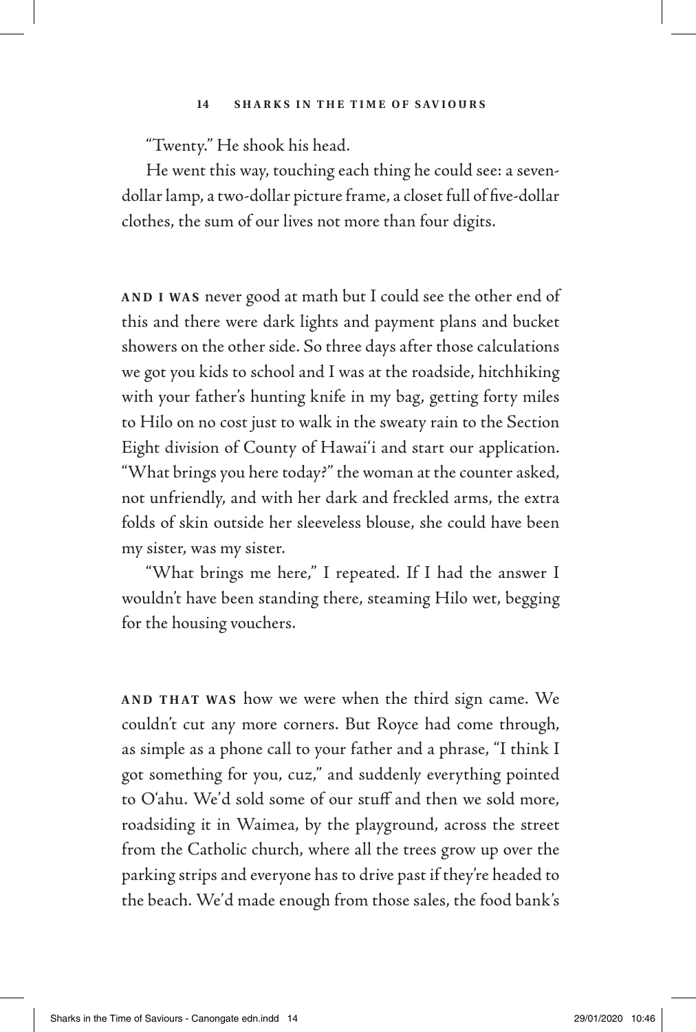"Twenty." He shook his head.

He went this way, touching each thing he could see: a seven-dollar lamp, a two-dollar picture frame, a closet full of five-dollar clothes, the sum of our lives not more than four digits.

**AND I WAS** never good at math but I could see the other end of this and there were dark lights and payment plans and bucket showers on the other side. So three days after those calculations we got you kids to school and I was at the roadside, hitchhiking with your father's hunting knife in my bag, getting forty miles to Hilo on no cost just to walk in the sweaty rain to the Section Eight division of County of Hawaiʻi and start our application. "What brings you here today?" the woman at the counter asked, not unfriendly, and with her dark and freckled arms, the extra folds of skin outside her sleeveless blouse, she could have been my sister, was my sister.

"What brings me here," I repeated. If I had the answer I wouldn't have been standing there, steaming Hilo wet, begging for the housing vouchers.

**AND THAT WAS** how we were when the third sign came. We couldn't cut any more corners. But Royce had come through, as simple as a phone call to your father and a phrase, "I think I got something for you, cuz," and suddenly everything pointed to Oʻahu. We'd sold some of our stuff and then we sold more, roadsiding it in Waimea, by the playground, across the street from the Catholic church, where all the trees grow up over the parking strips and everyone has to drive past if they're headed to the beach. We'd made enough from those sales, the food bank's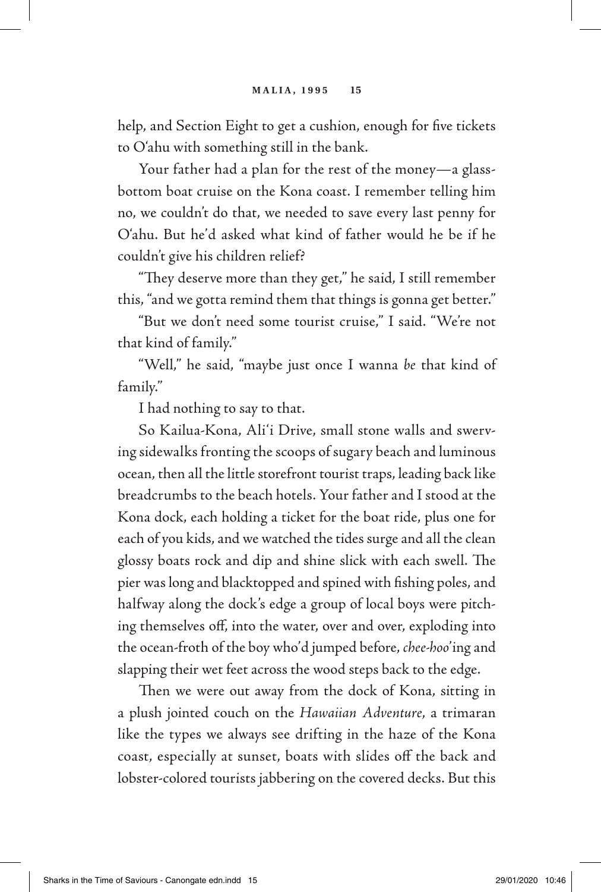help, and Section Eight to get a cushion, enough for five tickets to O'ahu with something still in the bank.

Your father had a plan for the rest of the money—a glass-bottom boat cruise on the Kona coast. I remember telling him no, we couldn't do that, we needed to save every last penny for O'ahu. But he'd asked what kind of father would he be if he couldn't give his children relief?

"They deserve more than they get," he said, I still remember this, "and we gotta remind them that things is gonna get better."

"But we don't need some tourist cruise," I said. "We're not that kind of family."

"Well," he said, "maybe just once I wanna *be* that kind of family."

I had nothing to say to that.

So Kailua-Kona, Ali'i Drive, small stone walls and swerving sidewalks fronting the scoops of sugary beach and luminous ocean, then all the little storefront tourist traps, leading back like breadcrumbs to the beach hotels. Your father and I stood at the Kona dock, each holding a ticket for the boat ride, plus one for each of you kids, and we watched the tides surge and all the clean glossy boats rock and dip and shine slick with each swell. The pier was long and blacktopped and spined with fishing poles, and halfway along the dock's edge a group of local boys were pitching themselves off, into the water, over and over, exploding into the ocean-froth of the boy who'd jumped before, *chee-hoo*'ing and slapping their wet feet across the wood steps back to the edge.

Then we were out away from the dock of Kona, sitting in a plush jointed couch on the *Hawaiian Adventure*, a trimaran like the types we always see drifting in the haze of the Kona coast, especially at sunset, boats with slides off the back and lobster-colored tourists jabbering on the covered decks. But this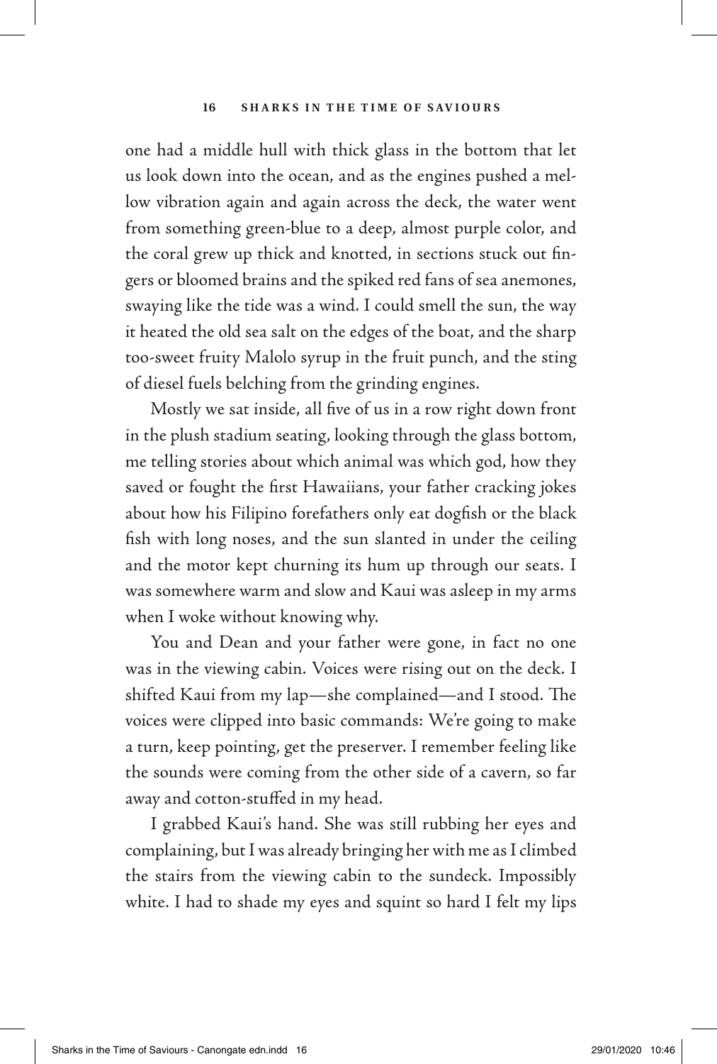one had a middle hull with thick glass in the bottom that let us look down into the ocean, and as the engines pushed a mellow vibration again and again across the deck, the water went from something green-blue to a deep, almost purple color, and the coral grew up thick and knotted, in sections stuck out fingers or bloomed brains and the spiked red fans of sea anemones, swaying like the tide was a wind. I could smell the sun, the way it heated the old sea salt on the edges of the boat, and the sharp too-sweet fruity Malolo syrup in the fruit punch, and the sting of diesel fuels belching from the grinding engines.

Mostly we sat inside, all five of us in a row right down front in the plush stadium seating, looking through the glass bottom, me telling stories about which animal was which god, how they saved or fought the first Hawaiians, your father cracking jokes about how his Filipino forefathers only eat dogfish or the black fish with long noses, and the sun slanted in under the ceiling and the motor kept churning its hum up through our seats. I was somewhere warm and slow and Kaui was asleep in my arms when I woke without knowing why.

You and Dean and your father were gone, in fact no one was in the viewing cabin. Voices were rising out on the deck. I shifted Kaui from my lap—she complained—and I stood. The voices were clipped into basic commands: We're going to make a turn, keep pointing, get the preserver. I remember feeling like the sounds were coming from the other side of a cavern, so far away and cotton-stuffed in my head.

I grabbed Kaui's hand. She was still rubbing her eyes and complaining, but I was already bringing her with me as I climbed the stairs from the viewing cabin to the sundeck. Impossibly white. I had to shade my eyes and squint so hard I felt my lips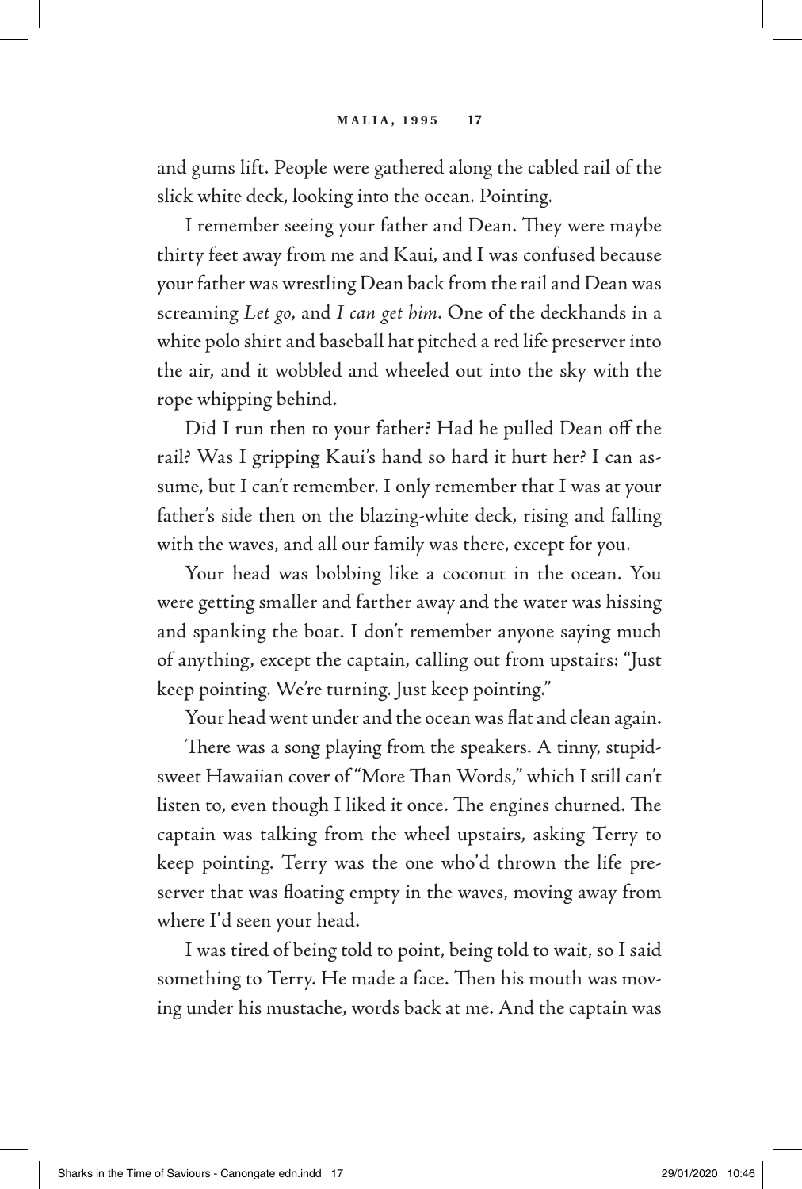and gums lift. People were gathered along the cabled rail of the slick white deck, looking into the ocean. Pointing.

I remember seeing your father and Dean. They were maybe thirty feet away from me and Kaui, and I was confused because your father was wrestling Dean back from the rail and Dean was screaming *Let go*, and *I can get him*. One of the deckhands in a white polo shirt and baseball hat pitched a red life preserver into the air, and it wobbled and wheeled out into the sky with the rope whipping behind.

Did I run then to your father? Had he pulled Dean off the rail? Was I gripping Kaui's hand so hard it hurt her? I can assume, but I can't remember. I only remember that I was at your father's side then on the blazing-white deck, rising and falling with the waves, and all our family was there, except for you.

Your head was bobbing like a coconut in the ocean. You were getting smaller and farther away and the water was hissing and spanking the boat. I don't remember anyone saying much of anything, except the captain, calling out from upstairs: "Just keep pointing. We're turning. Just keep pointing."

Your head went under and the ocean was flat and clean again.

There was a song playing from the speakers. A tinny, stupid-sweet Hawaiian cover of "More Than Words," which I still can't listen to, even though I liked it once. The engines churned. The captain was talking from the wheel upstairs, asking Terry to keep pointing. Terry was the one who'd thrown the life preserver that was floating empty in the waves, moving away from where I'd seen your head.

I was tired of being told to point, being told to wait, so I said something to Terry. He made a face. Then his mouth was moving under his mustache, words back at me. And the captain was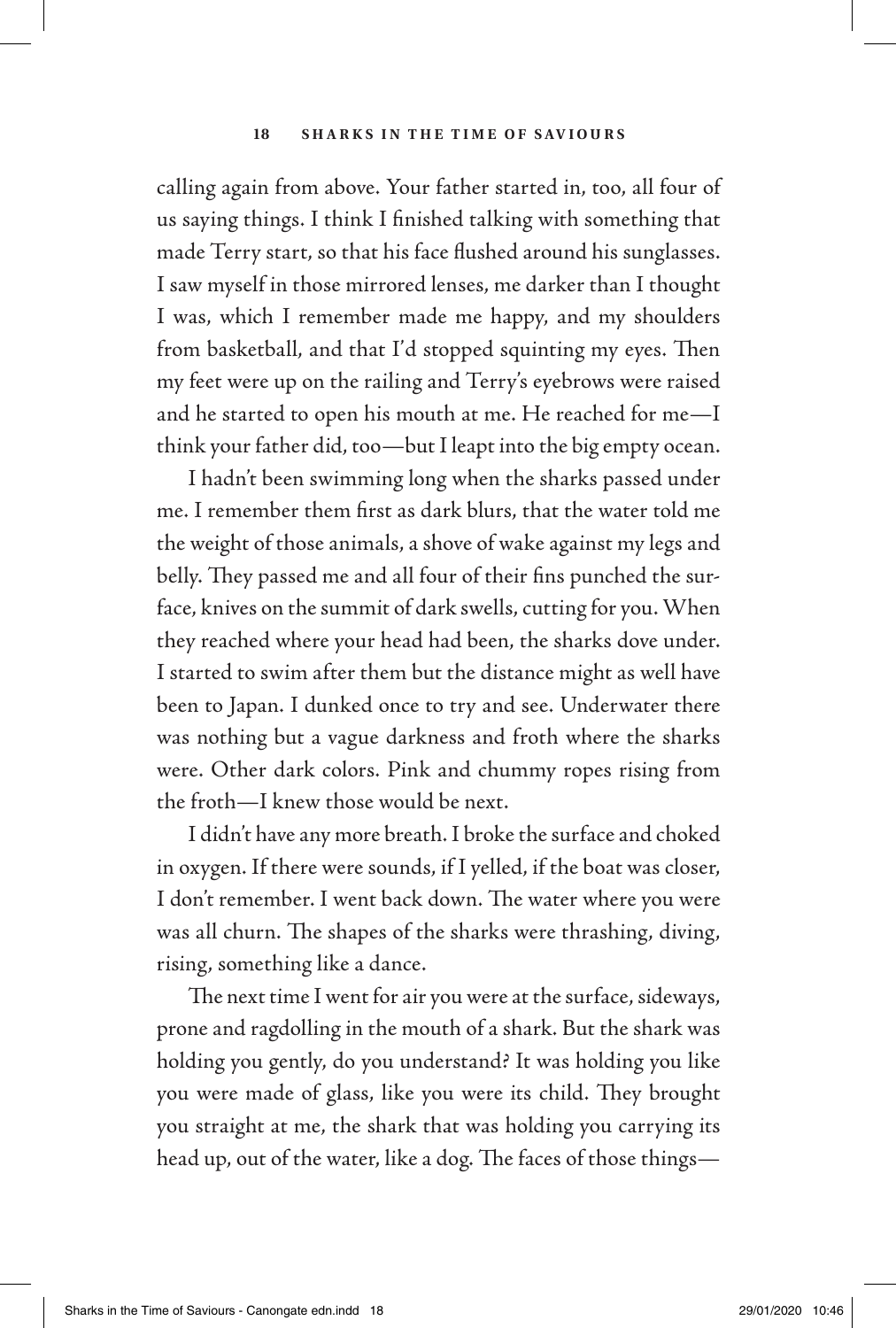calling again from above. Your father started in, too, all four of us saying things. I think I finished talking with something that made Terry start, so that his face flushed around his sunglasses. I saw myself in those mirrored lenses, me darker than I thought I was, which I remember made me happy, and my shoulders from basketball, and that I'd stopped squinting my eyes. Then my feet were up on the railing and Terry's eyebrows were raised and he started to open his mouth at me. He reached for me—I think your father did, too—but I leapt into the big empty ocean.

I hadn't been swimming long when the sharks passed under me. I remember them first as dark blurs, that the water told me the weight of those animals, a shove of wake against my legs and belly. They passed me and all four of their fins punched the surface, knives on the summit of dark swells, cutting for you. When they reached where your head had been, the sharks dove under. I started to swim after them but the distance might as well have been to Japan. I dunked once to try and see. Underwater there was nothing but a vague darkness and froth where the sharks were. Other dark colors. Pink and chummy ropes rising from the froth—I knew those would be next.

I didn't have any more breath. I broke the surface and choked in oxygen. If there were sounds, if I yelled, if the boat was closer, I don't remember. I went back down. The water where you were was all churn. The shapes of the sharks were thrashing, diving, rising, something like a dance.

The next time I went for air you were at the surface, sideways, prone and ragdolling in the mouth of a shark. But the shark was holding you gently, do you understand? It was holding you like you were made of glass, like you were its child. They brought you straight at me, the shark that was holding you carrying its head up, out of the water, like a dog. The faces of those things—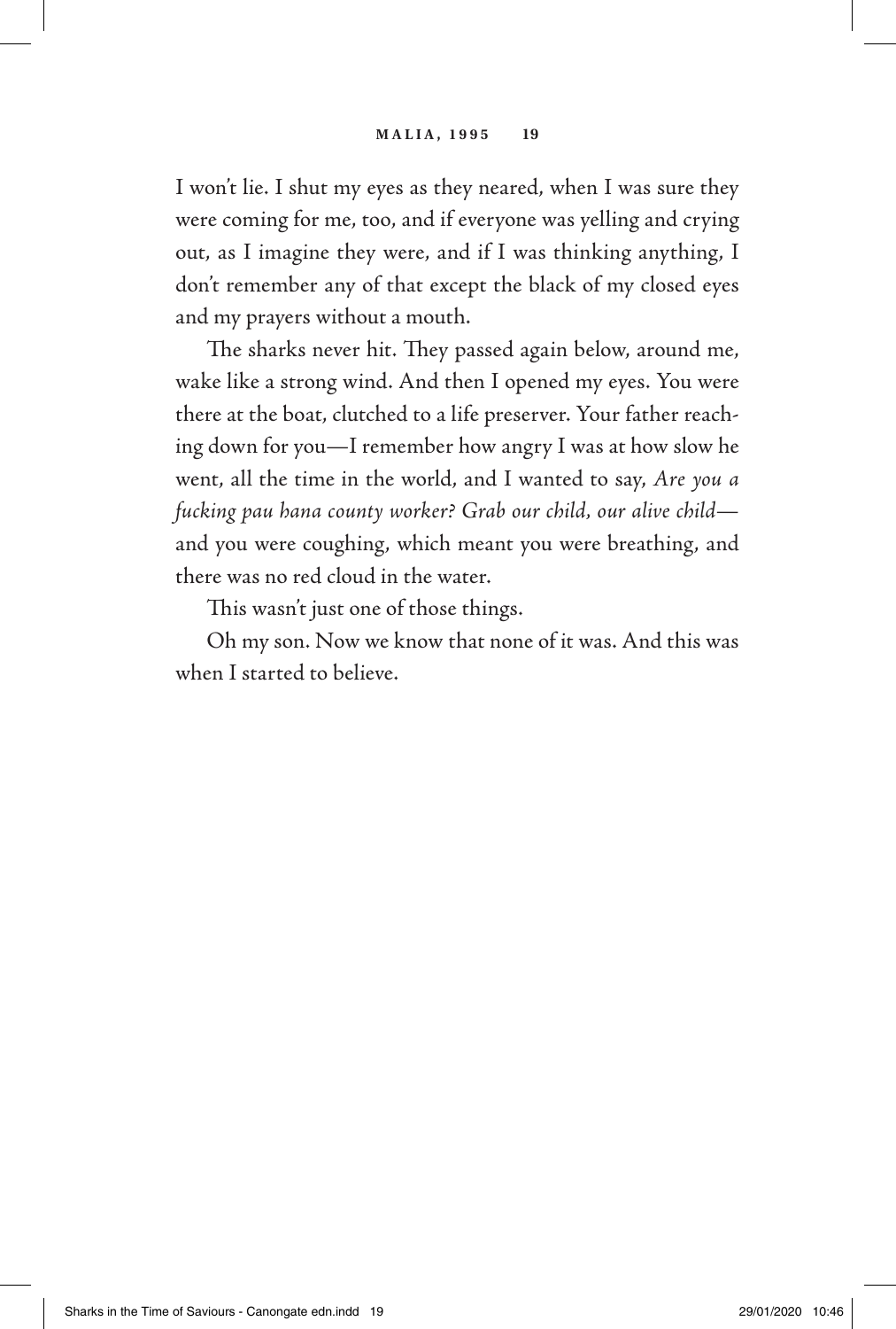I won't lie. I shut my eyes as they neared, when I was sure they were coming for me, too, and if everyone was yelling and crying out, as I imagine they were, and if I was thinking anything, I don't remember any of that except the black of my closed eyes and my prayers without a mouth.

The sharks never hit. They passed again below, around me, wake like a strong wind. And then I opened my eyes. You were there at the boat, clutched to a life preserver. Your father reaching down for you—I remember how angry I was at how slow he went, all the time in the world, and I wanted to say, *Are you a fucking pau hana county worker? Grab our child, our alive child*—and you were coughing, which meant you were breathing, and there was no red cloud in the water.

This wasn't just one of those things.

Oh my son. Now we know that none of it was. And this was when I started to believe.